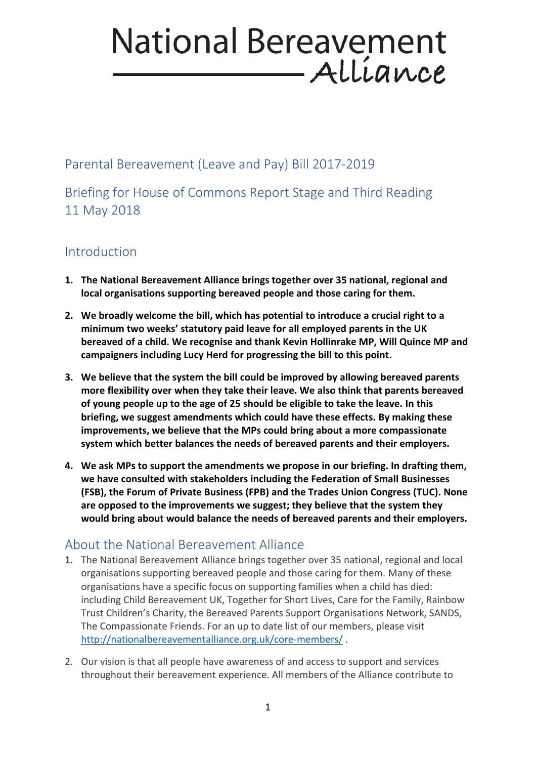# National Bereavement Alliance

## Parental Bereavement (Leave and Pay) Bill 2017-2019

## Briefing for House of Commons Report Stage and Third Reading 11 May 2018

## Introduction

1. **The National Bereavement Alliance brings together over 35 national, regional and local organisations supporting bereaved people and those caring for them.**

2. **We broadly welcome the bill, which has potential to introduce a crucial right to a minimum two weeks' statutory paid leave for all employed parents in the UK bereaved of a child. We recognise and thank Kevin Hollinrake MP, Will Quince MP and campaigners including Lucy Herd for progressing the bill to this point.**

3. **We believe that the system the bill could be improved by allowing bereaved parents more flexibility over when they take their leave. We also think that parents bereaved of young people up to the age of 25 should be eligible to take the leave. In this briefing, we suggest amendments which could have these effects. By making these improvements, we believe that the MPs could bring about a more compassionate system which better balances the needs of bereaved parents and their employers.**

4. **We ask MPs to support the amendments we propose in our briefing. In drafting them, we have consulted with stakeholders including the Federation of Small Businesses (FSB), the Forum of Private Business (FPB) and the Trades Union Congress (TUC). None are opposed to the improvements we suggest; they believe that the system they would bring about would balance the needs of bereaved parents and their employers.**

## About the National Bereavement Alliance

1. The National Bereavement Alliance brings together over 35 national, regional and local organisations supporting bereaved people and those caring for them. Many of these organisations have a specific focus on supporting families when a child has died: including Child Bereavement UK, Together for Short Lives, Care for the Family, Rainbow Trust Children's Charity, the Bereaved Parents Support Organisations Network, SANDS, The Compassionate Friends. For an up to date list of our members, please visit http://nationalbereavementalliance.org.uk/core-members/ .

2. Our vision is that all people have awareness of and access to support and services throughout their bereavement experience. All members of the Alliance contribute to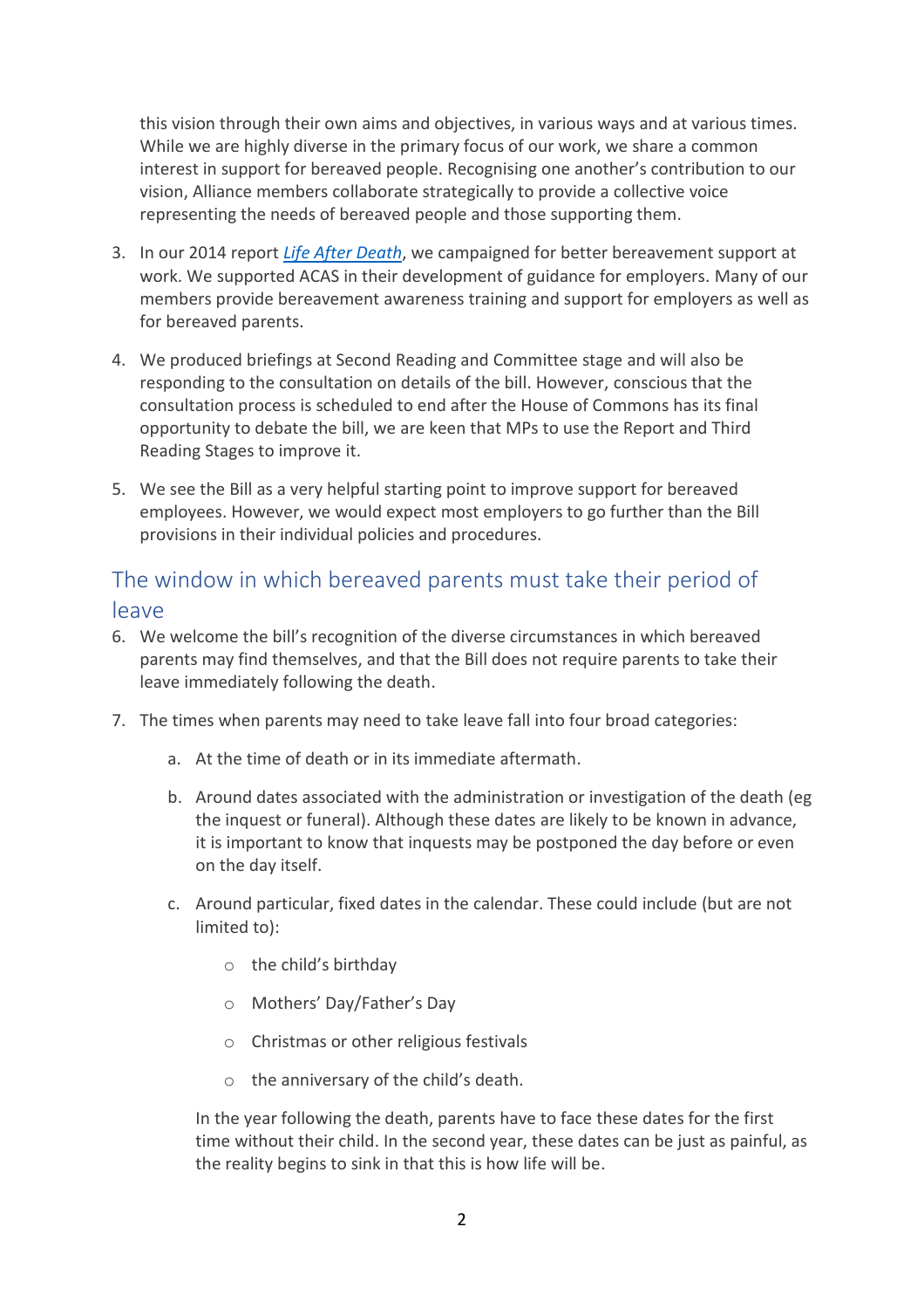this vision through their own aims and objectives, in various ways and at various times. While we are highly diverse in the primary focus of our work, we share a common interest in support for bereaved people. Recognising one another's contribution to our vision, Alliance members collaborate strategically to provide a collective voice representing the needs of bereaved people and those supporting them.

3. In our 2014 report *Life After Death*, we campaigned for better bereavement support at work. We supported ACAS in their development of guidance for employers. Many of our members provide bereavement awareness training and support for employers as well as for bereaved parents.

4. We produced briefings at Second Reading and Committee stage and will also be responding to the consultation on details of the bill. However, conscious that the consultation process is scheduled to end after the House of Commons has its final opportunity to debate the bill, we are keen that MPs to use the Report and Third Reading Stages to improve it.

5. We see the Bill as a very helpful starting point to improve support for bereaved employees. However, we would expect most employers to go further than the Bill provisions in their individual policies and procedures.

## The window in which bereaved parents must take their period of leave

6. We welcome the bill's recognition of the diverse circumstances in which bereaved parents may find themselves, and that the Bill does not require parents to take their leave immediately following the death.

7. The times when parents may need to take leave fall into four broad categories:

   a. At the time of death or in its immediate aftermath.

   b. Around dates associated with the administration or investigation of the death (eg the inquest or funeral). Although these dates are likely to be known in advance, it is important to know that inquests may be postponed the day before or even on the day itself.

   c. Around particular, fixed dates in the calendar. These could include (but are not limited to):

      - the child's birthday
      - Mothers' Day/Father's Day
      - Christmas or other religious festivals
      - the anniversary of the child's death.

   In the year following the death, parents have to face these dates for the first time without their child. In the second year, these dates can be just as painful, as the reality begins to sink in that this is how life will be.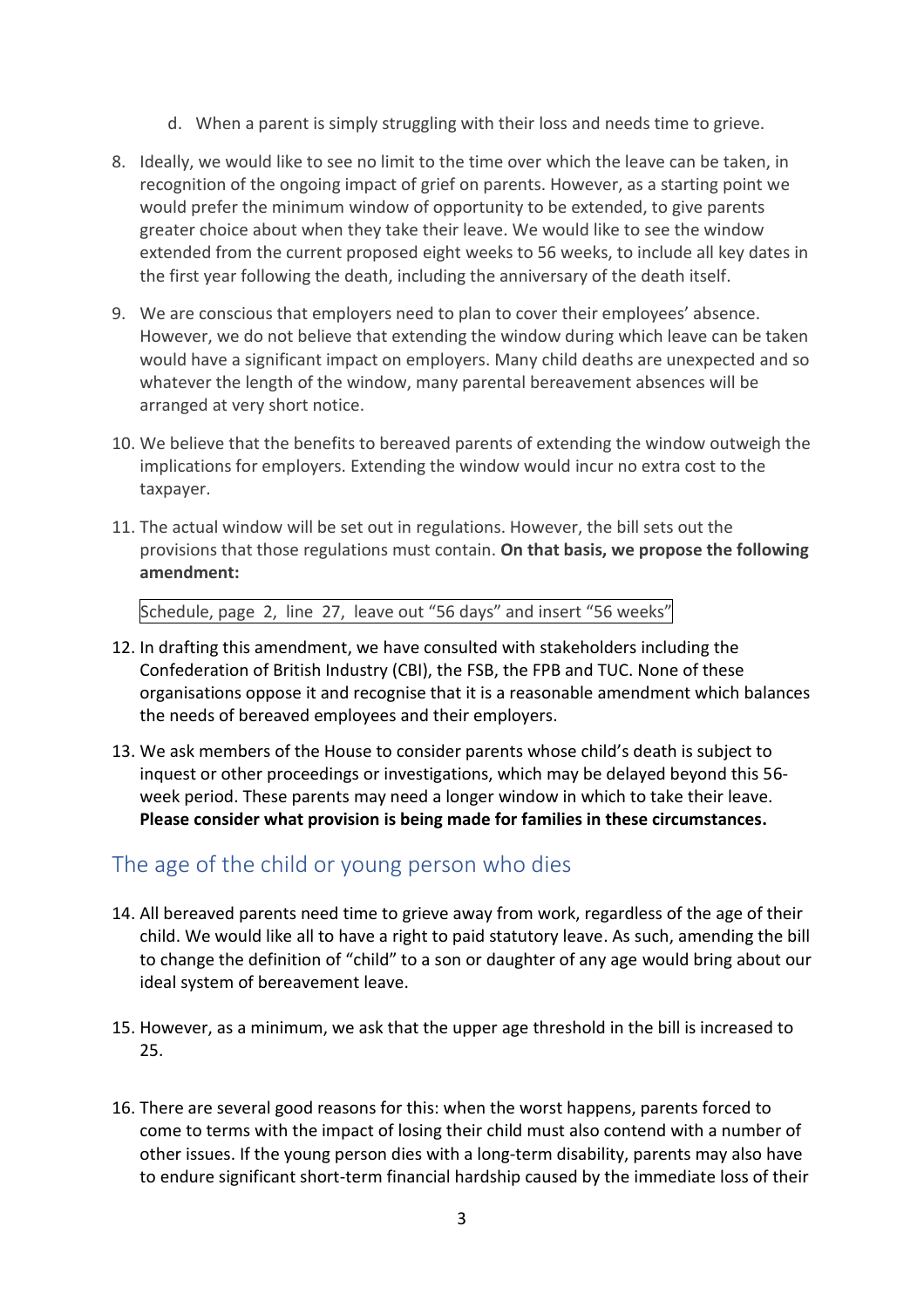d. When a parent is simply struggling with their loss and needs time to grieve.

8. Ideally, we would like to see no limit to the time over which the leave can be taken, in recognition of the ongoing impact of grief on parents. However, as a starting point we would prefer the minimum window of opportunity to be extended, to give parents greater choice about when they take their leave. We would like to see the window extended from the current proposed eight weeks to 56 weeks, to include all key dates in the first year following the death, including the anniversary of the death itself.

9. We are conscious that employers need to plan to cover their employees' absence. However, we do not believe that extending the window during which leave can be taken would have a significant impact on employers. Many child deaths are unexpected and so whatever the length of the window, many parental bereavement absences will be arranged at very short notice.

10. We believe that the benefits to bereaved parents of extending the window outweigh the implications for employers. Extending the window would incur no extra cost to the taxpayer.

11. The actual window will be set out in regulations. However, the bill sets out the provisions that those regulations must contain. **On that basis, we propose the following amendment:**

    Schedule, page 2, line 27, leave out "56 days" and insert "56 weeks"

12. In drafting this amendment, we have consulted with stakeholders including the Confederation of British Industry (CBI), the FSB, the FPB and TUC. None of these organisations oppose it and recognise that it is a reasonable amendment which balances the needs of bereaved employees and their employers.

13. We ask members of the House to consider parents whose child's death is subject to inquest or other proceedings or investigations, which may be delayed beyond this 56-week period. These parents may need a longer window in which to take their leave. **Please consider what provision is being made for families in these circumstances.**

## The age of the child or young person who dies

14. All bereaved parents need time to grieve away from work, regardless of the age of their child. We would like all to have a right to paid statutory leave. As such, amending the bill to change the definition of "child" to a son or daughter of any age would bring about our ideal system of bereavement leave.

15. However, as a minimum, we ask that the upper age threshold in the bill is increased to 25.

16. There are several good reasons for this: when the worst happens, parents forced to come to terms with the impact of losing their child must also contend with a number of other issues. If the young person dies with a long-term disability, parents may also have to endure significant short-term financial hardship caused by the immediate loss of their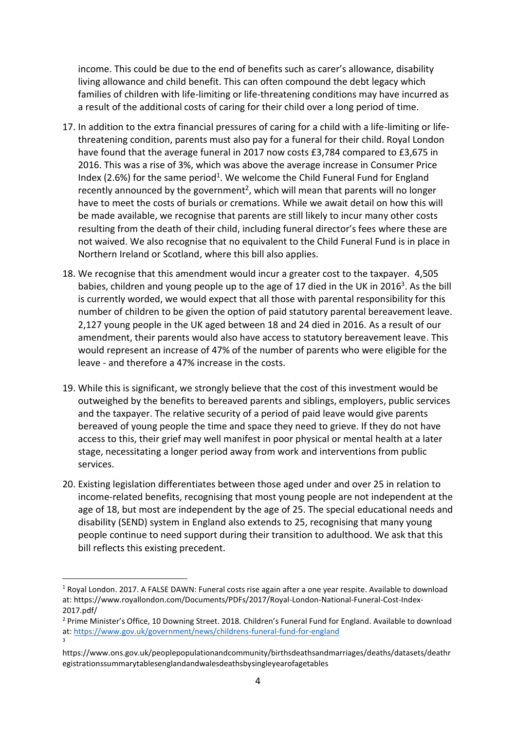income. This could be due to the end of benefits such as carer's allowance, disability living allowance and child benefit. This can often compound the debt legacy which families of children with life-limiting or life-threatening conditions may have incurred as a result of the additional costs of caring for their child over a long period of time.

17. In addition to the extra financial pressures of caring for a child with a life-limiting or life-threatening condition, parents must also pay for a funeral for their child. Royal London have found that the average funeral in 2017 now costs £3,784 compared to £3,675 in 2016. This was a rise of 3%, which was above the average increase in Consumer Price Index (2.6%) for the same period[1]. We welcome the Child Funeral Fund for England recently announced by the government[2], which will mean that parents will no longer have to meet the costs of burials or cremations. While we await detail on how this will be made available, we recognise that parents are still likely to incur many other costs resulting from the death of their child, including funeral director's fees where these are not waived. We also recognise that no equivalent to the Child Funeral Fund is in place in Northern Ireland or Scotland, where this bill also applies.

18. We recognise that this amendment would incur a greater cost to the taxpayer. 4,505 babies, children and young people up to the age of 17 died in the UK in 2016[3]. As the bill is currently worded, we would expect that all those with parental responsibility for this number of children to be given the option of paid statutory parental bereavement leave. 2,127 young people in the UK aged between 18 and 24 died in 2016. As a result of our amendment, their parents would also have access to statutory bereavement leave. This would represent an increase of 47% of the number of parents who were eligible for the leave - and therefore a 47% increase in the costs.

19. While this is significant, we strongly believe that the cost of this investment would be outweighed by the benefits to bereaved parents and siblings, employers, public services and the taxpayer. The relative security of a period of paid leave would give parents bereaved of young people the time and space they need to grieve. If they do not have access to this, their grief may well manifest in poor physical or mental health at a later stage, necessitating a longer period away from work and interventions from public services.

20. Existing legislation differentiates between those aged under and over 25 in relation to income-related benefits, recognising that most young people are not independent at the age of 18, but most are independent by the age of 25. The special educational needs and disability (SEND) system in England also extends to 25, recognising that many young people continue to need support during their transition to adulthood. We ask that this bill reflects this existing precedent.

---

[1] Royal London. 2017. A FALSE DAWN: Funeral costs rise again after a one year respite. Available to download at: https://www.royallondon.com/Documents/PDFs/2017/Royal-London-National-Funeral-Cost-Index-2017.pdf/

[2] Prime Minister's Office, 10 Downing Street. 2018. Children's Funeral Fund for England. Available to download at: https://www.gov.uk/government/news/childrens-funeral-fund-for-england

[3] https://www.ons.gov.uk/peoplepopulationandcommunity/birthsdeathsandmarriages/deaths/datasets/deathregistrationssummarytablesenglandandwalesdeathsbysingleyearofagetables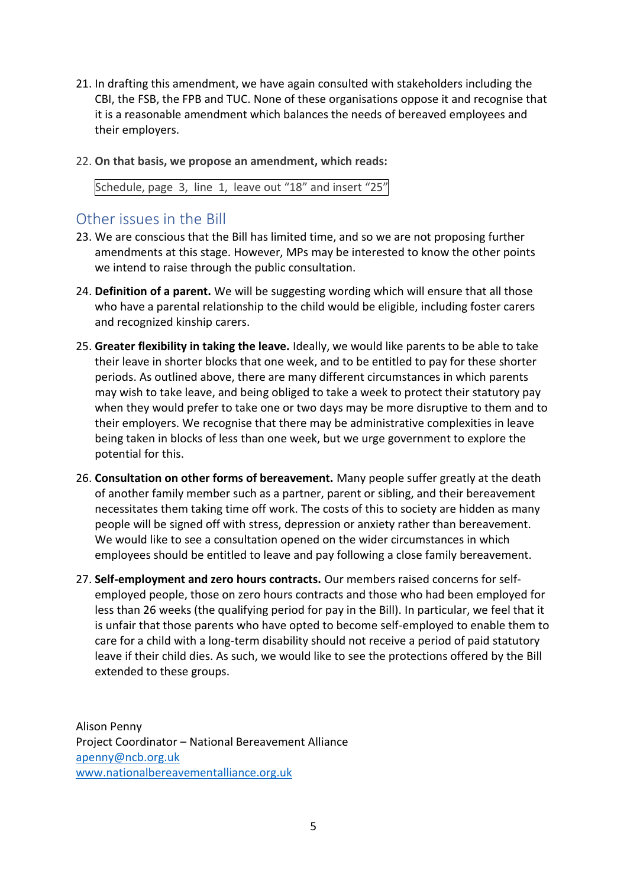21. In drafting this amendment, we have again consulted with stakeholders including the CBI, the FSB, the FPB and TUC. None of these organisations oppose it and recognise that it is a reasonable amendment which balances the needs of bereaved employees and their employers.

22. **On that basis, we propose an amendment, which reads:**

    Schedule, page 3, line 1, leave out "18" and insert "25"

## Other issues in the Bill

23. We are conscious that the Bill has limited time, and so we are not proposing further amendments at this stage. However, MPs may be interested to know the other points we intend to raise through the public consultation.

24. **Definition of a parent.** We will be suggesting wording which will ensure that all those who have a parental relationship to the child would be eligible, including foster carers and recognized kinship carers.

25. **Greater flexibility in taking the leave.** Ideally, we would like parents to be able to take their leave in shorter blocks that one week, and to be entitled to pay for these shorter periods. As outlined above, there are many different circumstances in which parents may wish to take leave, and being obliged to take a week to protect their statutory pay when they would prefer to take one or two days may be more disruptive to them and to their employers. We recognise that there may be administrative complexities in leave being taken in blocks of less than one week, but we urge government to explore the potential for this.

26. **Consultation on other forms of bereavement.** Many people suffer greatly at the death of another family member such as a partner, parent or sibling, and their bereavement necessitates them taking time off work. The costs of this to society are hidden as many people will be signed off with stress, depression or anxiety rather than bereavement. We would like to see a consultation opened on the wider circumstances in which employees should be entitled to leave and pay following a close family bereavement.

27. **Self-employment and zero hours contracts.** Our members raised concerns for self-employed people, those on zero hours contracts and those who had been employed for less than 26 weeks (the qualifying period for pay in the Bill). In particular, we feel that it is unfair that those parents who have opted to become self-employed to enable them to care for a child with a long-term disability should not receive a period of paid statutory leave if their child dies. As such, we would like to see the protections offered by the Bill extended to these groups.

Alison Penny
Project Coordinator – National Bereavement Alliance
apenny@ncb.org.uk
www.nationalbereavementalliance.org.uk